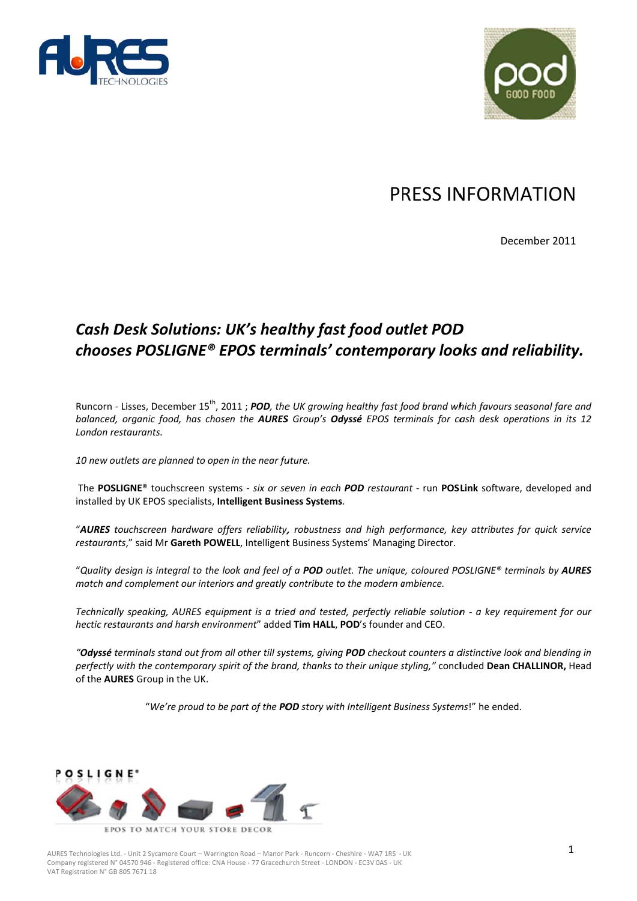# PRESS INFORMATION

December 2011

## *Cash Desk Solutions: UK's healthy fast food outlet POD chooses POSLIGNE® EPOS terminals' contemporary looks and reliability.*

Runcorn - Lisses, December 15th, 2011 ; ***POD****, the UK growing healthy fast food brand which favours seasonal fare and balanced, organic food, has chosen the* ***AURES*** *Group's* ***Odyssé*** *EPOS terminals for cash desk operations in its 12 London restaurants.*

*10 new outlets are planned to open in the near future.*

The **POSLIGNE**® touchscreen systems - *six or seven in each* ***POD*** *restaurant* - run **POSLink** software, developed and installed by UK EPOS specialists, **Intelligent Business Systems**.

"***AURES*** *touchscreen hardware offers reliability, robustness and high performance, key attributes for quick service restaurants*," said Mr **Gareth POWELL**, Intelligent Business Systems' Managing Director.

"*Quality design is integral to the look and feel of a* ***POD*** *outlet. The unique, coloured POSLIGNE® terminals by* ***AURES*** *match and complement our interiors and greatly contribute to the modern ambience.*

*Technically speaking, AURES equipment is a tried and tested, perfectly reliable solution - a key requirement for our hectic restaurants and harsh environment*" added **Tim HALL**, **POD**'s founder and CEO.

*"****Odyssé*** *terminals stand out from all other till systems, giving* ***POD*** *checkout counters a distinctive look and blending in perfectly with the contemporary spirit of the brand, thanks to their unique styling,"* concluded **Dean CHALLINOR,** Head of the **AURES** Group in the UK.

"*We're proud to be part of the* ***POD*** *story with Intelligent Business Systems*!" he ended.

POSLIGNE®

EPOS TO MATCH YOUR STORE DECOR

AURES Technologies Ltd. - Unit 2 Sycamore Court – Warrington Road – Manor Park - Runcorn - Cheshire - WA7 1RS - UK
Company registered N° 04570 946 - Registered office: CNA House - 77 Gracechurch Street - LONDON - EC3V 0AS - UK
VAT Registration N° GB 805 7671 18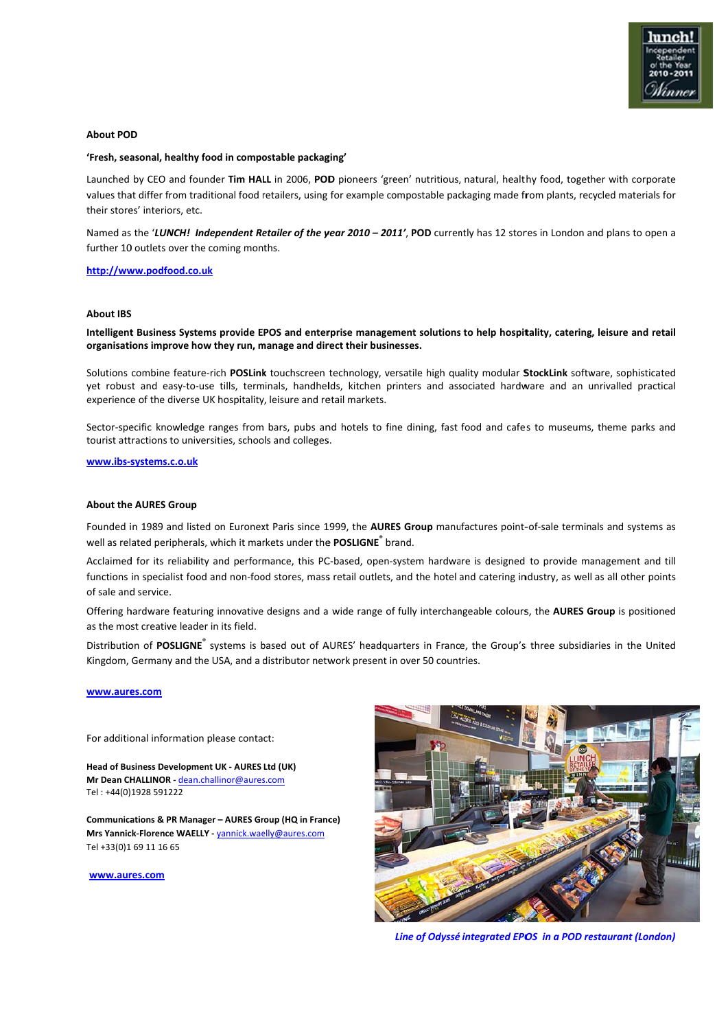## About POD

**'Fresh, seasonal, healthy food in compostable packaging'**

Launched by CEO and founder **Tim HALL** in 2006, **POD** pioneers 'green' nutritious, natural, healthy food, together with corporate values that differ from traditional food retailers, using for example compostable packaging made from plants, recycled materials for their stores' interiors, etc.

Named as the '***LUNCH! Independent Retailer of the year 2010 – 2011***', **POD** currently has 12 stores in London and plans to open a further 10 outlets over the coming months.

http://www.podfood.co.uk

## About IBS

**Intelligent Business Systems provide EPOS and enterprise management solutions to help hospitality, catering, leisure and retail organisations improve how they run, manage and direct their businesses.**

Solutions combine feature-rich **POSLink** touchscreen technology, versatile high quality modular **StockLink** software, sophisticated yet robust and easy-to-use tills, terminals, handhelds, kitchen printers and associated hardware and an unrivalled practical experience of the diverse UK hospitality, leisure and retail markets.

Sector-specific knowledge ranges from bars, pubs and hotels to fine dining, fast food and cafes to museums, theme parks and tourist attractions to universities, schools and colleges.

www.ibs-systems.c.o.uk

## About the AURES Group

Founded in 1989 and listed on Euronext Paris since 1999, the **AURES Group** manufactures point-of-sale terminals and systems as well as related peripherals, which it markets under the **POSLIGNE®** brand.

Acclaimed for its reliability and performance, this PC-based, open-system hardware is designed to provide management and till functions in specialist food and non-food stores, mass retail outlets, and the hotel and catering industry, as well as all other points of sale and service.

Offering hardware featuring innovative designs and a wide range of fully interchangeable colours, the **AURES Group** is positioned as the most creative leader in its field.

Distribution of **POSLIGNE®** systems is based out of AURES' headquarters in France, the Group's three subsidiaries in the United Kingdom, Germany and the USA, and a distributor network present in over 50 countries.

www.aures.com

For additional information please contact:

**Head of Business Development UK - AURES Ltd (UK)**
**Mr Dean CHALLINOR -** dean.challinor@aures.com
Tel : +44(0)1928 591222

**Communications & PR Manager – AURES Group (HQ in France)**
**Mrs Yannick-Florence WAELLY -** yannick.waelly@aures.com
Tel +33(0)1 69 11 16 65

www.aures.com

*Line of Odyssé integrated EPOS in a POD restaurant (London)*